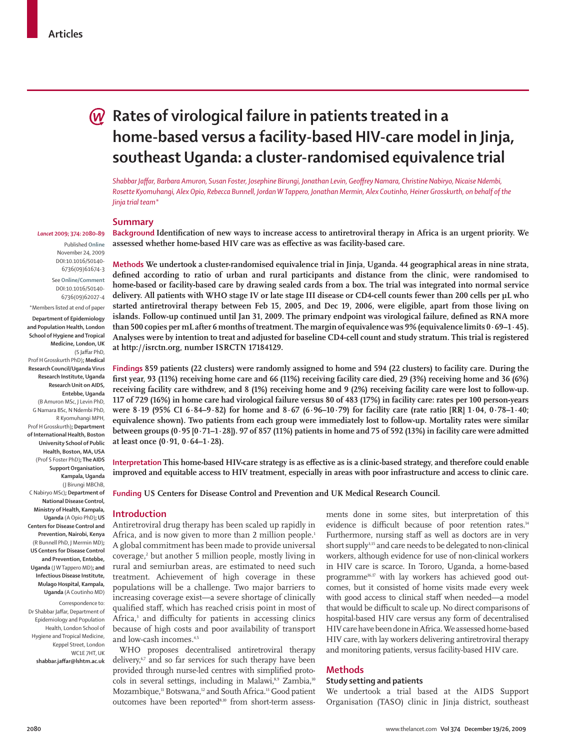Articles

# Rates of virological failure in patients treated in a home-based versus a facility-based HIV-care model in Jinja, southeast Uganda: a cluster-randomised equivalence trial

*Shabbar Jaffar, Barbara Amuron, Susan Foster, Josephine Birungi, Jonathan Levin, Geoffrey Namara, Christine Nabiryo, Nicaise Ndembi, Rosette Kyomuhangi, Alex Opio, Rebecca Bunnell, Jordan W Tappero, Jonathan Mermin, Alex Coutinho, Heiner Grosskurth, on behalf of the Jinja trial team\**

*Lancet* 2009; 374: 2080–89

Published Online November 24, 2009 DOI:10.1016/S0140-6736(09)61674-3

See Online/Comment DOI:10.1016/S0140-6736(09)62027-4

\*Members listed at end of paper

**Department of Epidemiology and Population Health, London School of Hygiene and Tropical Medicine, London, UK** (S Jaffar PhD, Prof H Grosskurth PhD)**; Medical Research Council/Uganda Virus Research Institute, Uganda Research Unit on AIDS, Entebbe, Uganda** (B Amuron MSc, J Levin PhD, G Namara BSc, N Ndembi PhD, R Kyomuhangi MPH, Prof H Grosskurth)**; Department of International Health, Boston University School of Public Health, Boston, MA, USA** (Prof S Foster PhD)**; The AIDS Support Organisation, Kampala, Uganda** (J Birungi MBChB, C Nabiryo MSc)**; Department of National Disease Control, Ministry of Health, Kampala, Uganda** (A Opio PhD)**; US Centers for Disease Control and Prevention, Nairobi, Kenya** (R Bunnell PhD, J Mermin MD)**; US Centers for Disease Control and Prevention, Entebbe, Uganda** (J W Tappero MD)**; and Infectious Disease Institute, Mulago Hospital, Kampala, Uganda** (A Coutinho MD)

Correspondence to: Dr Shabbar Jaffar, Department of Epidemiology and Population Health, London School of Hygiene and Tropical Medicine, Keppel Street, London WC1E 7HT, UK **shabbar.jaffar@lshtm.ac.uk**

## Summary

**Background Identification of new ways to increase access to antiretroviral therapy in Africa is an urgent priority. We assessed whether home-based HIV care was as effective as was facility-based care.**

**Methods We undertook a cluster-randomised equivalence trial in Jinja, Uganda. 44 geographical areas in nine strata, defined according to ratio of urban and rural participants and distance from the clinic, were randomised to home-based or facility-based care by drawing sealed cards from a box. The trial was integrated into normal service delivery. All patients with WHO stage IV or late stage III disease or CD4-cell counts fewer than 200 cells per μL who started antiretroviral therapy between Feb 15, 2005, and Dec 19, 2006, were eligible, apart from those living on islands. Follow-up continued until Jan 31, 2009. The primary endpoint was virological failure, defined as RNA more than 500 copies per mL after 6 months of treatment. The margin of equivalence was 9% (equivalence limits 0·69–1·45). Analyses were by intention to treat and adjusted for baseline CD4-cell count and study stratum. This trial is registered at http://isrctn.org, number ISRCTN 17184129.**

**Findings 859 patients (22 clusters) were randomly assigned to home and 594 (22 clusters) to facility care. During the first year, 93 (11%) receiving home care and 66 (11%) receiving facility care died, 29 (3%) receiving home and 36 (6%) receiving facility care withdrew, and 8 (1%) receiving home and 9 (2%) receiving facility care were lost to follow-up. 117 of 729 (16%) in home care had virological failure versus 80 of 483 (17%) in facility care: rates per 100 person-years were 8·19 (95% CI 6·84–9·82) for home and 8·67 (6·96–10·79) for facility care (rate ratio [RR] 1·04, 0·78–1·40; equivalence shown). Two patients from each group were immediately lost to follow-up. Mortality rates were similar between groups (0·95 [0·71–1·28]). 97 of 857 (11%) patients in home and 75 of 592 (13%) in facility care were admitted at least once (0·91, 0·64–1·28).**

**Interpretation This home-based HIV-care strategy is as effective as is a clinic-based strategy, and therefore could enable improved and equitable access to HIV treatment, especially in areas with poor infrastructure and access to clinic care.**

**Funding US Centers for Disease Control and Prevention and UK Medical Research Council.**

## Introduction

Antiretroviral drug therapy has been scaled up rapidly in Africa, and is now given to more than 2 million people.[1] A global commitment has been made to provide universal coverage,[2] but another 5 million people, mostly living in rural and semiurban areas, are estimated to need such treatment. Achievement of high coverage in these populations will be a challenge. Two major barriers to increasing coverage exist—a severe shortage of clinically qualified staff, which has reached crisis point in most of Africa,[3] and difficulty for patients in accessing clinics because of high costs and poor availability of transport and low-cash incomes.[4,5]

WHO proposes decentralised antiretroviral therapy delivery,[6,7] and so far services for such therapy have been provided through nurse-led centres with simplified protocols in several settings, including in Malawi,[8,9] Zambia,[10] Mozambique,[11] Botswana,[12] and South Africa.[13] Good patient outcomes have been reported[8,10] from short-term assessments done in some sites, but interpretation of this evidence is difficult because of poor retention rates.[14] Furthermore, nursing staff as well as doctors are in very short supply[3,15] and care needs to be delegated to non-clinical workers, although evidence for use of non-clinical workers in HIV care is scarce. In Tororo, Uganda, a home-based programme[16,17] with lay workers has achieved good outcomes, but it consisted of home visits made every week with good access to clinical staff when needed—a model that would be difficult to scale up. No direct comparisons of hospital-based HIV care versus any form of decentralised HIV care have been done in Africa. We assessed home-based HIV care, with lay workers delivering antiretroviral therapy and monitoring patients, versus facility-based HIV care.

## Methods

### Study setting and patients

We undertook a trial based at the AIDS Support Organisation (TASO) clinic in Jinja district, southeast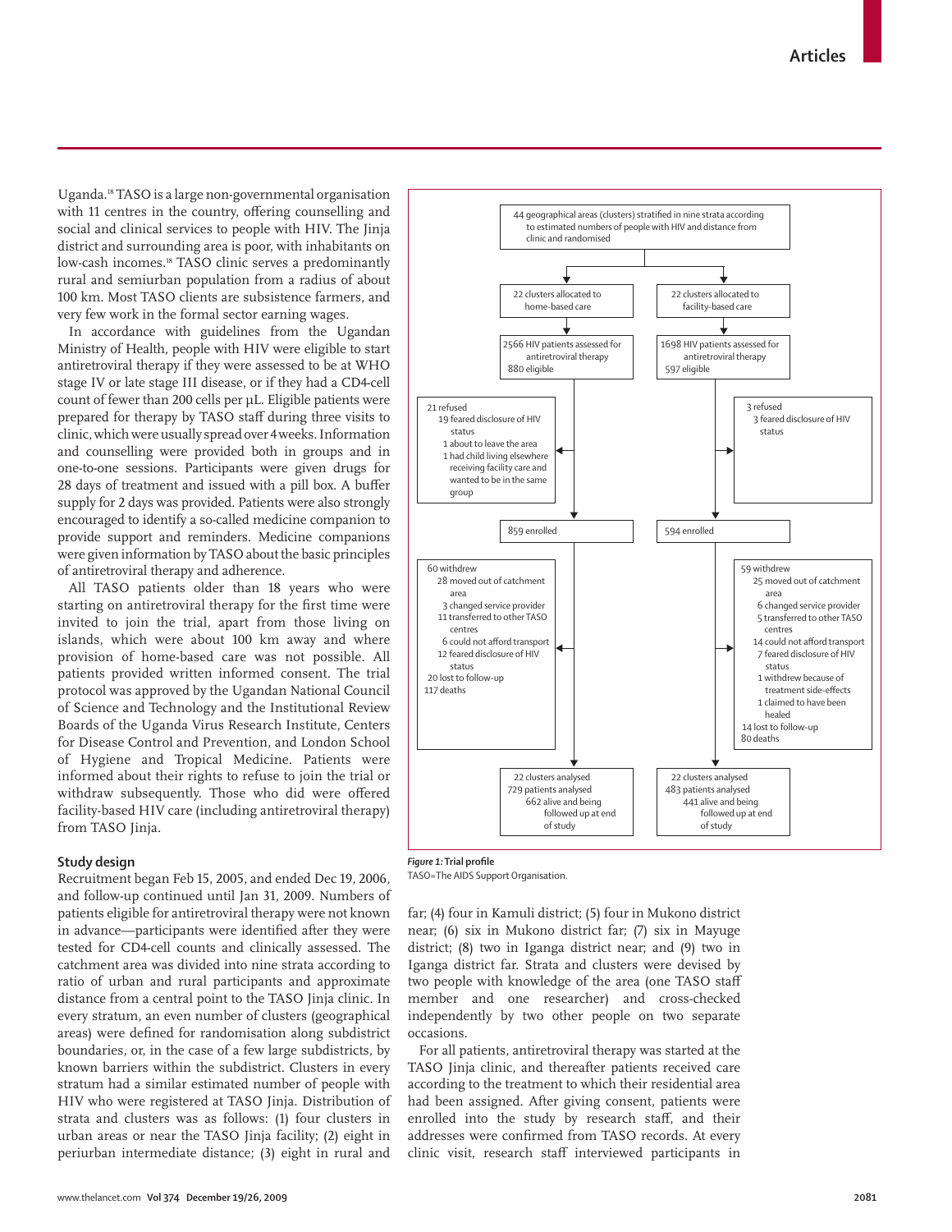Uganda.[18] TASO is a large non-governmental organisation with 11 centres in the country, offering counselling and social and clinical services to people with HIV. The Jinja district and surrounding area is poor, with inhabitants on low-cash incomes.[18] TASO clinic serves a predominantly rural and semiurban population from a radius of about 100 km. Most TASO clients are subsistence farmers, and very few work in the formal sector earning wages.

In accordance with guidelines from the Ugandan Ministry of Health, people with HIV were eligible to start antiretroviral therapy if they were assessed to be at WHO stage IV or late stage III disease, or if they had a CD4-cell count of fewer than 200 cells per µL. Eligible patients were prepared for therapy by TASO staff during three visits to clinic, which were usually spread over 4 weeks. Information and counselling were provided both in groups and in one-to-one sessions. Participants were given drugs for 28 days of treatment and issued with a pill box. A buffer supply for 2 days was provided. Patients were also strongly encouraged to identify a so-called medicine companion to provide support and reminders. Medicine companions were given information by TASO about the basic principles of antiretroviral therapy and adherence.

All TASO patients older than 18 years who were starting on antiretroviral therapy for the first time were invited to join the trial, apart from those living on islands, which were about 100 km away and where provision of home-based care was not possible. All patients provided written informed consent. The trial protocol was approved by the Ugandan National Council of Science and Technology and the Institutional Review Boards of the Uganda Virus Research Institute, Centers for Disease Control and Prevention, and London School of Hygiene and Tropical Medicine. Patients were informed about their rights to refuse to join the trial or withdraw subsequently. Those who did were offered facility-based HIV care (including antiretroviral therapy) from TASO Jinja.

### Study design

Recruitment began Feb 15, 2005, and ended Dec 19, 2006, and follow-up continued until Jan 31, 2009. Numbers of patients eligible for antiretroviral therapy were not known in advance—participants were identified after they were tested for CD4-cell counts and clinically assessed. The catchment area was divided into nine strata according to ratio of urban and rural participants and approximate distance from a central point to the TASO Jinja clinic. In every stratum, an even number of clusters (geographical areas) were defined for randomisation along subdistrict boundaries, or, in the case of a few large subdistricts, by known barriers within the subdistrict. Clusters in every stratum had a similar estimated number of people with HIV who were registered at TASO Jinja. Distribution of strata and clusters was as follows: (1) four clusters in urban areas or near the TASO Jinja facility; (2) eight in periurban intermediate distance; (3) eight in rural and far; (4) four in Kamuli district; (5) four in Mukono district near; (6) six in Mukono district far; (7) six in Mayuge district; (8) two in Iganga district near; and (9) two in Iganga district far. Strata and clusters were devised by two people with knowledge of the area (one TASO staff member and one researcher) and cross-checked independently by two other people on two separate occasions.

For all patients, antiretroviral therapy was started at the TASO Jinja clinic, and thereafter patients received care according to the treatment to which their residential area had been assigned. After giving consent, patients were enrolled into the study by research staff, and their addresses were confirmed from TASO records. At every clinic visit, research staff interviewed participants in

44 geographical areas (clusters) stratified in nine strata according to estimated numbers of people with HIV and distance from clinic and randomised

| Home-based care | Facility-based care |
|---|---|
| 22 clusters allocated to home-based care | 22 clusters allocated to facility-based care |
| 2566 HIV patients assessed for antiretroviral therapy; 880 eligible | 1698 HIV patients assessed for antiretroviral therapy; 597 eligible |
| 21 refused: 19 feared disclosure of HIV status; 1 about to leave the area; 1 had child living elsewhere receiving facility care and wanted to be in the same group | 3 refused: 3 feared disclosure of HIV status |
| 859 enrolled | 594 enrolled |
| 60 withdrew: 28 moved out of catchment area; 3 changed service provider; 11 transferred to other TASO centres; 6 could not afford transport; 12 feared disclosure of HIV status. 20 lost to follow-up. 117 deaths | 59 withdrew: 25 moved out of catchment area; 6 changed service provider; 5 transferred to other TASO centres; 14 could not afford transport; 7 feared disclosure of HIV status; 1 withdrew because of treatment side-effects; 1 claimed to have been healed. 14 lost to follow-up. 80 deaths |
| 22 clusters analysed; 729 patients analysed; 662 alive and being followed up at end of study | 22 clusters analysed; 483 patients analysed; 441 alive and being followed up at end of study |

*Figure 1:* **Trial profile**
TASO=The AIDS Support Organisation.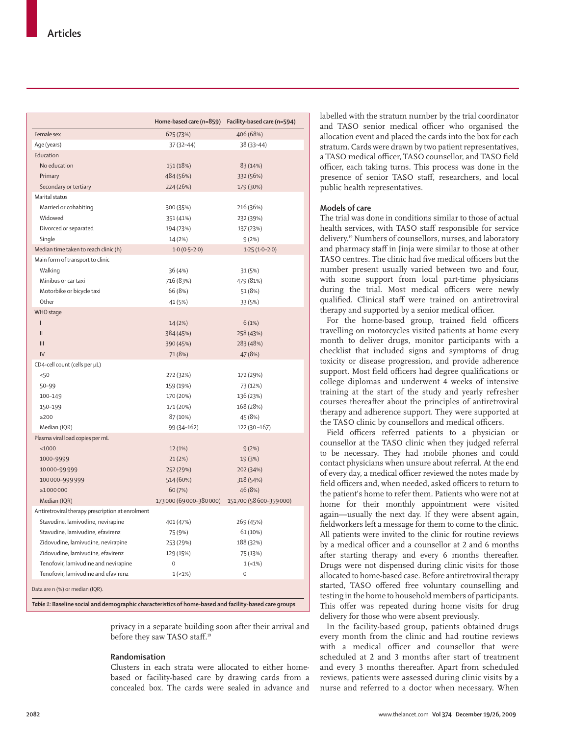| | Home-based care (n=859) | Facility-based care (n=594) |
|---|---|---|
| Female sex | 625 (73%) | 406 (68%) |
| Age (years) | 37 (32–44) | 38 (33–44) |
| Education | | |
| No education | 151 (18%) | 83 (14%) |
| Primary | 484 (56%) | 332 (56%) |
| Secondary or tertiary | 224 (26%) | 179 (30%) |
| Marital status | | |
| Married or cohabiting | 300 (35%) | 216 (36%) |
| Widowed | 351 (41%) | 232 (39%) |
| Divorced or separated | 194 (23%) | 137 (23%) |
| Single | 14 (2%) | 9 (2%) |
| Median time taken to reach clinic (h) | 1·0 (0·5–2·0) | 1·25 (1·0–2·0) |
| Main form of transport to clinic | | |
| Walking | 36 (4%) | 31 (5%) |
| Minibus or car taxi | 716 (83%) | 479 (81%) |
| Motorbike or bicycle taxi | 66 (8%) | 51 (8%) |
| Other | 41 (5%) | 33 (5%) |
| WHO stage | | |
| I | 14 (2%) | 6 (1%) |
| II | 384 (45%) | 258 (43%) |
| III | 390 (45%) | 283 (48%) |
| IV | 71 (8%) | 47 (8%) |
| CD4-cell count (cells per μL) | | |
| <50 | 272 (32%) | 172 (29%) |
| 50–99 | 159 (19%) | 73 (12%) |
| 100–149 | 170 (20%) | 136 (23%) |
| 150–199 | 171 (20%) | 168 (28%) |
| ≥200 | 87 (10%) | 45 (8%) |
| Median (IQR) | 99 (34–162) | 122 (30–167) |
| Plasma viral load copies per mL | | |
| <1000 | 12 (1%) | 9 (2%) |
| 1000–9999 | 21 (2%) | 19 (3%) |
| 10 000–99 999 | 252 (29%) | 202 (34%) |
| 100 000–999 999 | 514 (60%) | 318 (54%) |
| ≥1 000 000 | 60 (7%) | 46 (8%) |
| Median (IQR) | 173 000 (69 000–380 000) | 151 700 (58 600–359 000) |
| Antiretroviral therapy prescription at enrolment | | |
| Stavudine, lamivudine, nevirapine | 401 (47%) | 269 (45%) |
| Stavudine, lamivudine, efavirenz | 75 (9%) | 61 (10%) |
| Zidovudine, lamivudine, nevirapine | 253 (29%) | 188 (32%) |
| Zidovudine, lamivudine, efavirenz | 129 (15%) | 75 (13%) |
| Tenofovir, lamivudine and nevirapine | 0 | 1 (<1%) |
| Tenofovir, lamivudine and efavirenz | 1 (<1%) | 0 |

Data are n (%) or median (IQR).

*Table 1:* **Baseline social and demographic characteristics of home-based and facility-based care groups**

privacy in a separate building soon after their arrival and before they saw TASO staff.[19]

### Randomisation

Clusters in each strata were allocated to either home-based or facility-based care by drawing cards from a concealed box. The cards were sealed in advance and labelled with the stratum number by the trial coordinator and TASO senior medical officer who organised the allocation event and placed the cards into the box for each stratum. Cards were drawn by two patient representatives, a TASO medical officer, TASO counsellor, and TASO field officer, each taking turns. This process was done in the presence of senior TASO staff, researchers, and local public health representatives.

### Models of care

The trial was done in conditions similar to those of actual health services, with TASO staff responsible for service delivery.[19] Numbers of counsellors, nurses, and laboratory and pharmacy staff in Jinja were similar to those at other TASO centres. The clinic had five medical officers but the number present usually varied between two and four, with some support from local part-time physicians during the trial. Most medical officers were newly qualified. Clinical staff were trained on antiretroviral therapy and supported by a senior medical officer.

For the home-based group, trained field officers travelling on motorcycles visited patients at home every month to deliver drugs, monitor participants with a checklist that included signs and symptoms of drug toxicity or disease progression, and provide adherence support. Most field officers had degree qualifications or college diplomas and underwent 4 weeks of intensive training at the start of the study and yearly refresher courses thereafter about the principles of antiretroviral therapy and adherence support. They were supported at the TASO clinic by counsellors and medical officers.

Field officers referred patients to a physician or counsellor at the TASO clinic when they judged referral to be necessary. They had mobile phones and could contact physicians when unsure about referral. At the end of every day, a medical officer reviewed the notes made by field officers and, when needed, asked officers to return to the patient's home to refer them. Patients who were not at home for their monthly appointment were visited again—usually the next day. If they were absent again, fieldworkers left a message for them to come to the clinic. All patients were invited to the clinic for routine reviews by a medical officer and a counsellor at 2 and 6 months after starting therapy and every 6 months thereafter. Drugs were not dispensed during clinic visits for those allocated to home-based case. Before antiretroviral therapy started, TASO offered free voluntary counselling and testing in the home to household members of participants. This offer was repeated during home visits for drug delivery for those who were absent previously.

In the facility-based group, patients obtained drugs every month from the clinic and had routine reviews with a medical officer and counsellor that were scheduled at 2 and 3 months after start of treatment and every 3 months thereafter. Apart from scheduled reviews, patients were assessed during clinic visits by a nurse and referred to a doctor when necessary. When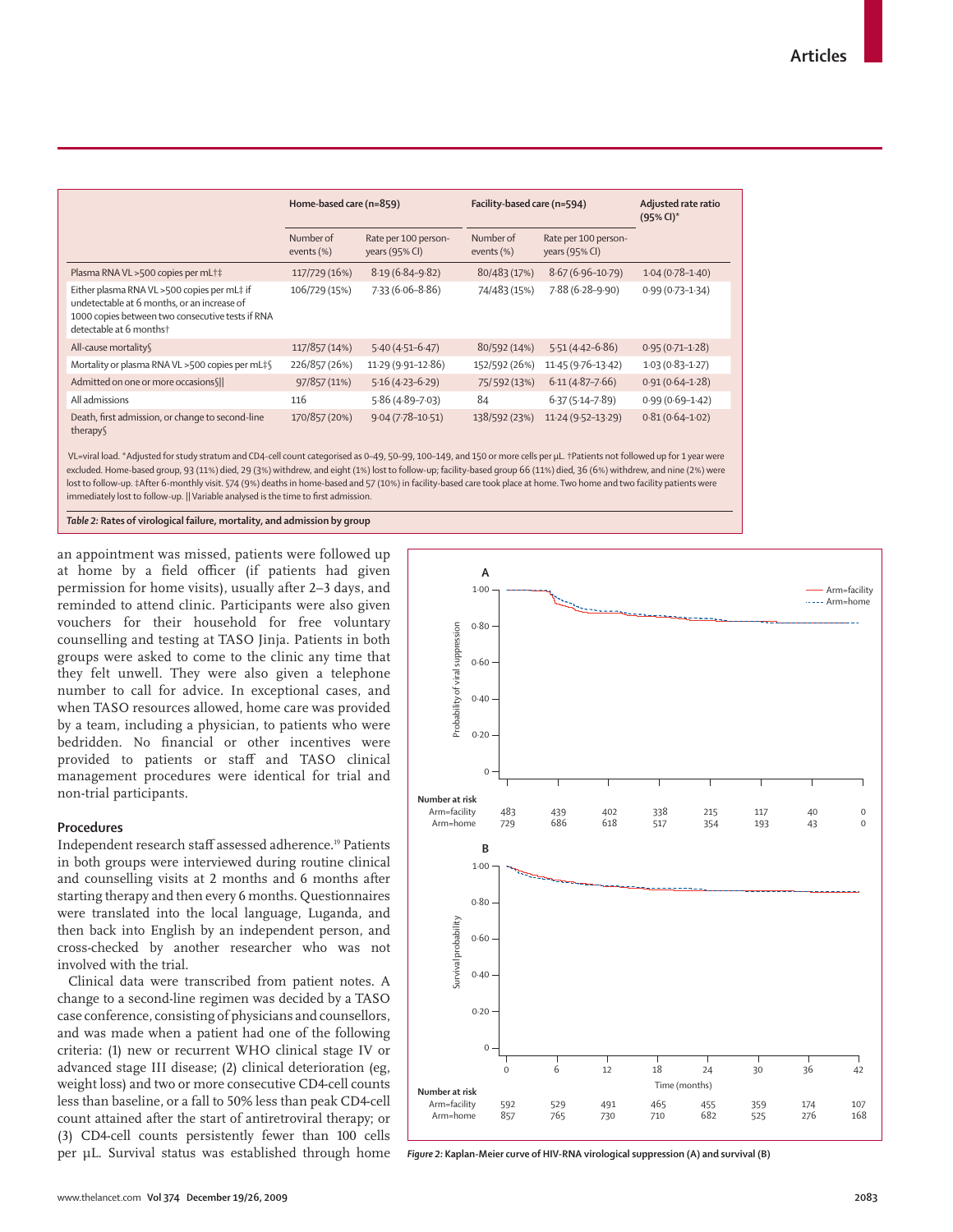| | Home-based care (n=859) | | Facility-based care (n=594) | | Adjusted rate ratio (95% CI)* |
|---|---|---|---|---|---|
| | Number of events (%) | Rate per 100 person-years (95% CI) | Number of events (%) | Rate per 100 person-years (95% CI) | |
| Plasma RNA VL >500 copies per mL†‡ | 117/729 (16%) | 8·19 (6·84–9·82) | 80/483 (17%) | 8·67 (6·96–10·79) | 1·04 (0·78–1·40) |
| Either plasma RNA VL >500 copies per mL‡ if undetectable at 6 months, or an increase of 1000 copies between two consecutive tests if RNA detectable at 6 months† | 106/729 (15%) | 7·33 (6·06–8·86) | 74/483 (15%) | 7·88 (6·28–9·90) | 0·99 (0·73–1·34) |
| All-cause mortality§ | 117/857 (14%) | 5·40 (4·51–6·47) | 80/592 (14%) | 5·51 (4·42–6·86) | 0·95 (0·71–1·28) |
| Mortality or plasma RNA VL >500 copies per mL‡§ | 226/857 (26%) | 11·29 (9·91–12·86) | 152/592 (26%) | 11·45 (9·76–13·42) | 1·03 (0·83–1·27) |
| Admitted on one or more occasions§‖ | 97/857 (11%) | 5·16 (4·23–6·29) | 75/592 (13%) | 6·11 (4·87–7·66) | 0·91 (0·64–1·28) |
| All admissions | 116 | 5·86 (4·89–7·03) | 84 | 6·37 (5·14–7·89) | 0·99 (0·69–1·42) |
| Death, first admission, or change to second-line therapy§ | 170/857 (20%) | 9·04 (7·78–10·51) | 138/592 (23%) | 11·24 (9·52–13·29) | 0·81 (0·64–1·02) |

VL=viral load. *Adjusted for study stratum and CD4-cell count categorised as 0–49, 50–99, 100–149, and 150 or more cells per µL. †Patients not followed up for 1 year were excluded. Home-based group, 93 (11%) died, 29 (3%) withdrew, and eight (1%) lost to follow-up; facility-based group 66 (11%) died, 36 (6%) withdrew, and nine (2%) were lost to follow-up. ‡After 6-monthly visit. §74 (9%) deaths in home-based and 57 (10%) in facility-based care took place at home. Two home and two facility patients were immediately lost to follow-up. ‖Variable analysed is the time to first admission.

*Table 2:* **Rates of virological failure, mortality, and admission by group**

an appointment was missed, patients were followed up at home by a field officer (if patients had given permission for home visits), usually after 2–3 days, and reminded to attend clinic. Participants were also given vouchers for their household for free voluntary counselling and testing at TASO Jinja. Patients in both groups were asked to come to the clinic any time that they felt unwell. They were also given a telephone number to call for advice. In exceptional cases, and when TASO resources allowed, home care was provided by a team, including a physician, to patients who were bedridden. No financial or other incentives were provided to patients or staff and TASO clinical management procedures were identical for trial and non-trial participants.

### Procedures

Independent research staff assessed adherence.[19] Patients in both groups were interviewed during routine clinical and counselling visits at 2 months and 6 months after starting therapy and then every 6 months. Questionnaires were translated into the local language, Luganda, and then back into English by an independent person, and cross-checked by another researcher who was not involved with the trial.

Clinical data were transcribed from patient notes. A change to a second-line regimen was decided by a TASO case conference, consisting of physicians and counsellors, and was made when a patient had one of the following criteria: (1) new or recurrent WHO clinical stage IV or advanced stage III disease; (2) clinical deterioration (eg, weight loss) and two or more consecutive CD4-cell counts less than baseline, or a fall to 50% less than peak CD4-cell count attained after the start of antiretroviral therapy; or (3) CD4-cell counts persistently fewer than 100 cells per µL. Survival status was established through home

*Figure 2:* **Kaplan-Meier curve of HIV-RNA virological suppression (A) and survival (B)**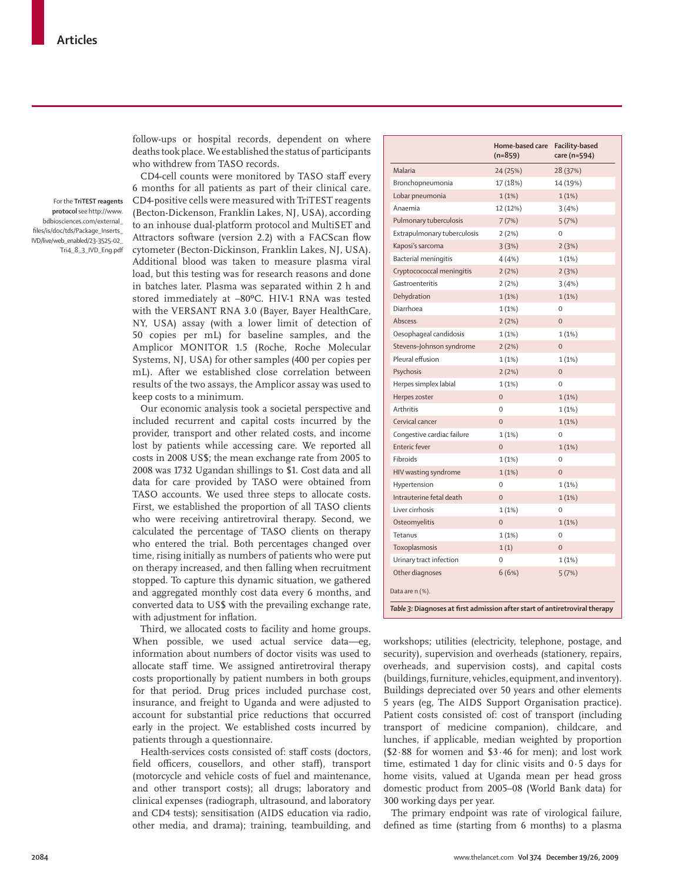follow-ups or hospital records, dependent on where deaths took place. We established the status of participants who withdrew from TASO records.

CD4-cell counts were monitored by TASO staff every 6 months for all patients as part of their clinical care. CD4-positive cells were measured with TriTEST reagents (Becton-Dickenson, Franklin Lakes, NJ, USA), according to an inhouse dual-platform protocol and MultiSET and Attractors software (version 2.2) with a FACScan flow cytometer (Becton-Dickinson, Franklin Lakes, NJ, USA). Additional blood was taken to measure plasma viral load, but this testing was for research reasons and done in batches later. Plasma was separated within 2 h and stored immediately at –80°C. HIV-1 RNA was tested with the VERSANT RNA 3.0 (Bayer, Bayer HealthCare, NY, USA) assay (with a lower limit of detection of 50 copies per mL) for baseline samples, and the Amplicor MONITOR 1.5 (Roche, Roche Molecular Systems, NJ, USA) for other samples (400 per copies per mL). After we established close correlation between results of the two assays, the Amplicor assay was used to keep costs to a minimum.

For the **TriTEST reagents protocol** see http://www.bdbiosciences.com/external_files/is/doc/tds/Package_Inserts_IVD/live/web_enabled/23-3525-02_Tri4_8_3_IVD_Eng.pdf

Our economic analysis took a societal perspective and included recurrent and capital costs incurred by the provider, transport and other related costs, and income lost by patients while accessing care. We reported all costs in 2008 US$; the mean exchange rate from 2005 to 2008 was 1732 Ugandan shillings to $1. Cost data and all data for care provided by TASO were obtained from TASO accounts. We used three steps to allocate costs. First, we established the proportion of all TASO clients who were receiving antiretroviral therapy. Second, we calculated the percentage of TASO clients on therapy who entered the trial. Both percentages changed over time, rising initially as numbers of patients who were put on therapy increased, and then falling when recruitment stopped. To capture this dynamic situation, we gathered and aggregated monthly cost data every 6 months, and converted data to US$ with the prevailing exchange rate, with adjustment for inflation.

Third, we allocated costs to facility and home groups. When possible, we used actual service data—eg, information about numbers of doctor visits was used to allocate staff time. We assigned antiretroviral therapy costs proportionally by patient numbers in both groups for that period. Drug prices included purchase cost, insurance, and freight to Uganda and were adjusted to account for substantial price reductions that occurred early in the project. We established costs incurred by patients through a questionnaire.

Health-services costs consisted of: staff costs (doctors, field officers, cousellors, and other staff), transport (motorcycle and vehicle costs of fuel and maintenance, and other transport costs); all drugs; laboratory and clinical expenses (radiograph, ultrasound, and laboratory and CD4 tests); sensitisation (AIDS education via radio, other media, and drama); training, teambuilding, and workshops; utilities (electricity, telephone, postage, and security), supervision and overheads (stationery, repairs, overheads, and supervision costs), and capital costs (buildings, furniture, vehicles, equipment, and inventory). Buildings depreciated over 50 years and other elements 5 years (eg, The AIDS Support Organisation practice). Patient costs consisted of: cost of transport (including transport of medicine companion), childcare, and lunches, if applicable, median weighted by proportion ($2·88 for women and $3·46 for men); and lost work time, estimated 1 day for clinic visits and 0·5 days for home visits, valued at Uganda mean per head gross domestic product from 2005–08 (World Bank data) for 300 working days per year.

The primary endpoint was rate of virological failure, defined as time (starting from 6 months) to a plasma

| | Home-based care (n=859) | Facility-based care (n=594) |
|---|---|---|
| Malaria | 24 (25%) | 28 (37%) |
| Bronchopneumonia | 17 (18%) | 14 (19%) |
| Lobar pneumonia | 1 (1%) | 1 (1%) |
| Anaemia | 12 (12%) | 3 (4%) |
| Pulmonary tuberculosis | 7 (7%) | 5 (7%) |
| Extrapulmonary tuberculosis | 2 (2%) | 0 |
| Kaposi's sarcoma | 3 (3%) | 2 (3%) |
| Bacterial meningitis | 4 (4%) | 1 (1%) |
| Cryptocococcal meningitis | 2 (2%) | 2 (3%) |
| Gastroenteritis | 2 (2%) | 3 (4%) |
| Dehydration | 1 (1%) | 1 (1%) |
| Diarrhoea | 1 (1%) | 0 |
| Abscess | 2 (2%) | 0 |
| Oesophageal candidosis | 1 (1%) | 1 (1%) |
| Stevens-Johnson syndrome | 2 (2%) | 0 |
| Pleural effusion | 1 (1%) | 1 (1%) |
| Psychosis | 2 (2%) | 0 |
| Herpes simplex labial | 1 (1%) | 0 |
| Herpes zoster | 0 | 1 (1%) |
| Arthritis | 0 | 1 (1%) |
| Cervical cancer | 0 | 1 (1%) |
| Congestive cardiac failure | 1 (1%) | 0 |
| Enteric fever | 0 | 1 (1%) |
| Fibroids | 1 (1%) | 0 |
| HIV wasting syndrome | 1 (1%) | 0 |
| Hypertension | 0 | 1 (1%) |
| Intrauterine fetal death | 0 | 1 (1%) |
| Liver cirrhosis | 1 (1%) | 0 |
| Osteomyelitis | 0 | 1 (1%) |
| Tetanus | 1 (1%) | 0 |
| Toxoplasmosis | 1 (1) | 0 |
| Urinary tract infection | 0 | 1 (1%) |
| Other diagnoses | 6 (6%) | 5 (7%) |

Data are n (%).

*Table 3*: **Diagnoses at first admission after start of antiretroviral therapy**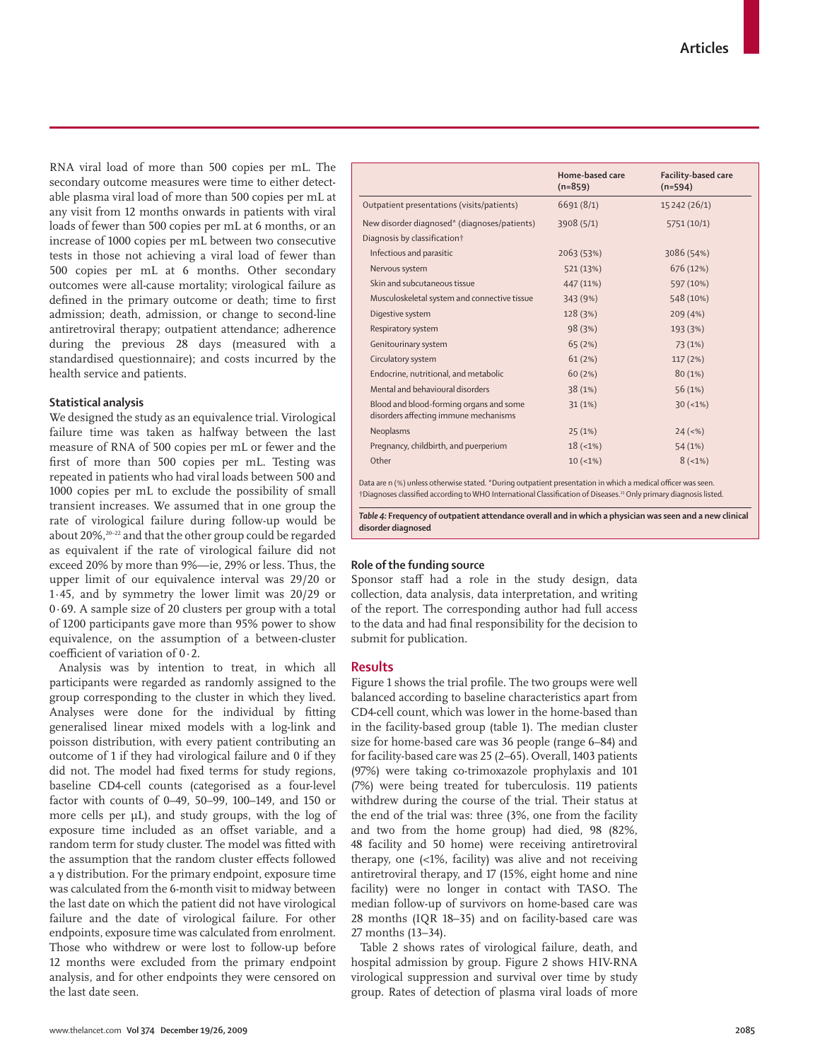RNA viral load of more than 500 copies per mL. The secondary outcome measures were time to either detectable plasma viral load of more than 500 copies per mL at any visit from 12 months onwards in patients with viral loads of fewer than 500 copies per mL at 6 months, or an increase of 1000 copies per mL between two consecutive tests in those not achieving a viral load of fewer than 500 copies per mL at 6 months. Other secondary outcomes were all-cause mortality; virological failure as defined in the primary outcome or death; time to first admission; death, admission, or change to second-line antiretroviral therapy; outpatient attendance; adherence during the previous 28 days (measured with a standardised questionnaire); and costs incurred by the health service and patients.

### Statistical analysis

We designed the study as an equivalence trial. Virological failure time was taken as halfway between the last measure of RNA of 500 copies per mL or fewer and the first of more than 500 copies per mL. Testing was repeated in patients who had viral loads between 500 and 1000 copies per mL to exclude the possibility of small transient increases. We assumed that in one group the rate of virological failure during follow-up would be about 20%,[20–22] and that the other group could be regarded as equivalent if the rate of virological failure did not exceed 20% by more than 9%—ie, 29% or less. Thus, the upper limit of our equivalence interval was 29/20 or 1·45, and by symmetry the lower limit was 20/29 or 0·69. A sample size of 20 clusters per group with a total of 1200 participants gave more than 95% power to show equivalence, on the assumption of a between-cluster coefficient of variation of 0·2.

Analysis was by intention to treat, in which all participants were regarded as randomly assigned to the group corresponding to the cluster in which they lived. Analyses were done for the individual by fitting generalised linear mixed models with a log-link and poisson distribution, with every patient contributing an outcome of 1 if they had virological failure and 0 if they did not. The model had fixed terms for study regions, baseline CD4-cell counts (categorised as a four-level factor with counts of 0–49, 50–99, 100–149, and 150 or more cells per μL), and study groups, with the log of exposure time included as an offset variable, and a random term for study cluster. The model was fitted with the assumption that the random cluster effects followed a γ distribution. For the primary endpoint, exposure time was calculated from the 6-month visit to midway between the last date on which the patient did not have virological failure and the date of virological failure. For other endpoints, exposure time was calculated from enrolment. Those who withdrew or were lost to follow-up before 12 months were excluded from the primary endpoint analysis, and for other endpoints they were censored on the last date seen.

| | Home-based care (n=859) | Facility-based care (n=594) |
|---|---|---|
| Outpatient presentations (visits/patients) | 6691 (8/1) | 15 242 (26/1) |
| New disorder diagnosed* (diagnoses/patients) | 3908 (5/1) | 5751 (10/1) |
| Diagnosis by classification† | | |
| Infectious and parasitic | 2063 (53%) | 3086 (54%) |
| Nervous system | 521 (13%) | 676 (12%) |
| Skin and subcutaneous tissue | 447 (11%) | 597 (10%) |
| Musculoskeletal system and connective tissue | 343 (9%) | 548 (10%) |
| Digestive system | 128 (3%) | 209 (4%) |
| Respiratory system | 98 (3%) | 193 (3%) |
| Genitourinary system | 65 (2%) | 73 (1%) |
| Circulatory system | 61 (2%) | 117 (2%) |
| Endocrine, nutritional, and metabolic | 60 (2%) | 80 (1%) |
| Mental and behavioural disorders | 38 (1%) | 56 (1%) |
| Blood and blood-forming organs and some disorders affecting immune mechanisms | 31 (1%) | 30 (<1%) |
| Neoplasms | 25 (1%) | 24 (<%) |
| Pregnancy, childbirth, and puerperium | 18 (<1%) | 54 (1%) |
| Other | 10 (<1%) | 8 (<1%) |

Data are n (%) unless otherwise stated. *During outpatient presentation in which a medical officer was seen. †Diagnoses classified according to WHO International Classification of Diseases.[23] Only primary diagnosis listed.

*Table 4:* **Frequency of outpatient attendance overall and in which a physician was seen and a new clinical disorder diagnosed**

### Role of the funding source

Sponsor staff had a role in the study design, data collection, data analysis, data interpretation, and writing of the report. The corresponding author had full access to the data and had final responsibility for the decision to submit for publication.

## Results

Figure 1 shows the trial profile. The two groups were well balanced according to baseline characteristics apart from CD4-cell count, which was lower in the home-based than in the facility-based group (table 1). The median cluster size for home-based care was 36 people (range 6–84) and for facility-based care was 25 (2–65). Overall, 1403 patients (97%) were taking co-trimoxazole prophylaxis and 101 (7%) were being treated for tuberculosis. 119 patients withdrew during the course of the trial. Their status at the end of the trial was: three (3%, one from the facility and two from the home group) had died, 98 (82%, 48 facility and 50 home) were receiving antiretroviral therapy, one (<1%, facility) was alive and not receiving antiretroviral therapy, and 17 (15%, eight home and nine facility) were no longer in contact with TASO. The median follow-up of survivors on home-based care was 28 months (IQR 18–35) and on facility-based care was 27 months (13–34).

Table 2 shows rates of virological failure, death, and hospital admission by group. Figure 2 shows HIV-RNA virological suppression and survival over time by study group. Rates of detection of plasma viral loads of more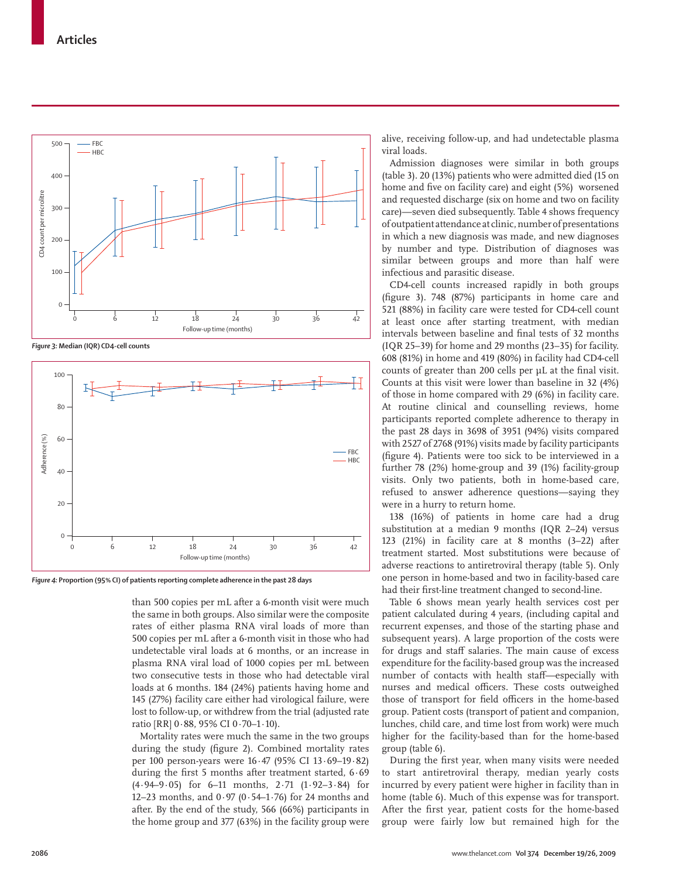Figure 3: Median (IQR) CD4-cell counts

Figure 4: Proportion (95% CI) of patients reporting complete adherence in the past 28 days

than 500 copies per mL after a 6-month visit were much the same in both groups. Also similar were the composite rates of either plasma RNA viral loads of more than 500 copies per mL after a 6-month visit in those who had undetectable viral loads at 6 months, or an increase in plasma RNA viral load of 1000 copies per mL between two consecutive tests in those who had detectable viral loads at 6 months. 184 (24%) patients having home and 145 (27%) facility care either had virological failure, were lost to follow-up, or withdrew from the trial (adjusted rate ratio [RR] 0·88, 95% CI 0·70–1·10).

Mortality rates were much the same in the two groups during the study (figure 2). Combined mortality rates per 100 person-years were 16·47 (95% CI 13·69–19·82) during the first 5 months after treatment started, 6·69 (4·94–9·05) for 6–11 months, 2·71 (1·92–3·84) for 12–23 months, and 0·97 (0·54–1·76) for 24 months and after. By the end of the study, 566 (66%) participants in the home group and 377 (63%) in the facility group were alive, receiving follow-up, and had undetectable plasma viral loads.

Admission diagnoses were similar in both groups (table 3). 20 (13%) patients who were admitted died (15 on home and five on facility care) and eight (5%) worsened and requested discharge (six on home and two on facility care)—seven died subsequently. Table 4 shows frequency of outpatient attendance at clinic, number of presentations in which a new diagnosis was made, and new diagnoses by number and type. Distribution of diagnoses was similar between groups and more than half were infectious and parasitic disease.

CD4-cell counts increased rapidly in both groups (figure 3). 748 (87%) participants in home care and 521 (88%) in facility care were tested for CD4-cell count at least once after starting treatment, with median intervals between baseline and final tests of 32 months (IQR 25–39) for home and 29 months (23–35) for facility. 608 (81%) in home and 419 (80%) in facility had CD4-cell counts of greater than 200 cells per µL at the final visit. Counts at this visit were lower than baseline in 32 (4%) of those in home compared with 29 (6%) in facility care. At routine clinical and counselling reviews, home participants reported complete adherence to therapy in the past 28 days in 3698 of 3951 (94%) visits compared with 2527 of 2768 (91%) visits made by facility participants (figure 4). Patients were too sick to be interviewed in a further 78 (2%) home-group and 39 (1%) facility-group visits. Only two patients, both in home-based care, refused to answer adherence questions—saying they were in a hurry to return home.

138 (16%) of patients in home care had a drug substitution at a median 9 months (IQR 2–24) versus 123 (21%) in facility care at 8 months (3–22) after treatment started. Most substitutions were because of adverse reactions to antiretroviral therapy (table 5). Only one person in home-based and two in facility-based care had their first-line treatment changed to second-line.

Table 6 shows mean yearly health services cost per patient calculated during 4 years, (including capital and recurrent expenses, and those of the starting phase and subsequent years). A large proportion of the costs were for drugs and staff salaries. The main cause of excess expenditure for the facility-based group was the increased number of contacts with health staff—especially with nurses and medical officers. These costs outweighed those of transport for field officers in the home-based group. Patient costs (transport of patient and companion, lunches, child care, and time lost from work) were much higher for the facility-based than for the home-based group (table 6).

During the first year, when many visits were needed to start antiretroviral therapy, median yearly costs incurred by every patient were higher in facility than in home (table 6). Much of this expense was for transport. After the first year, patient costs for the home-based group were fairly low but remained high for the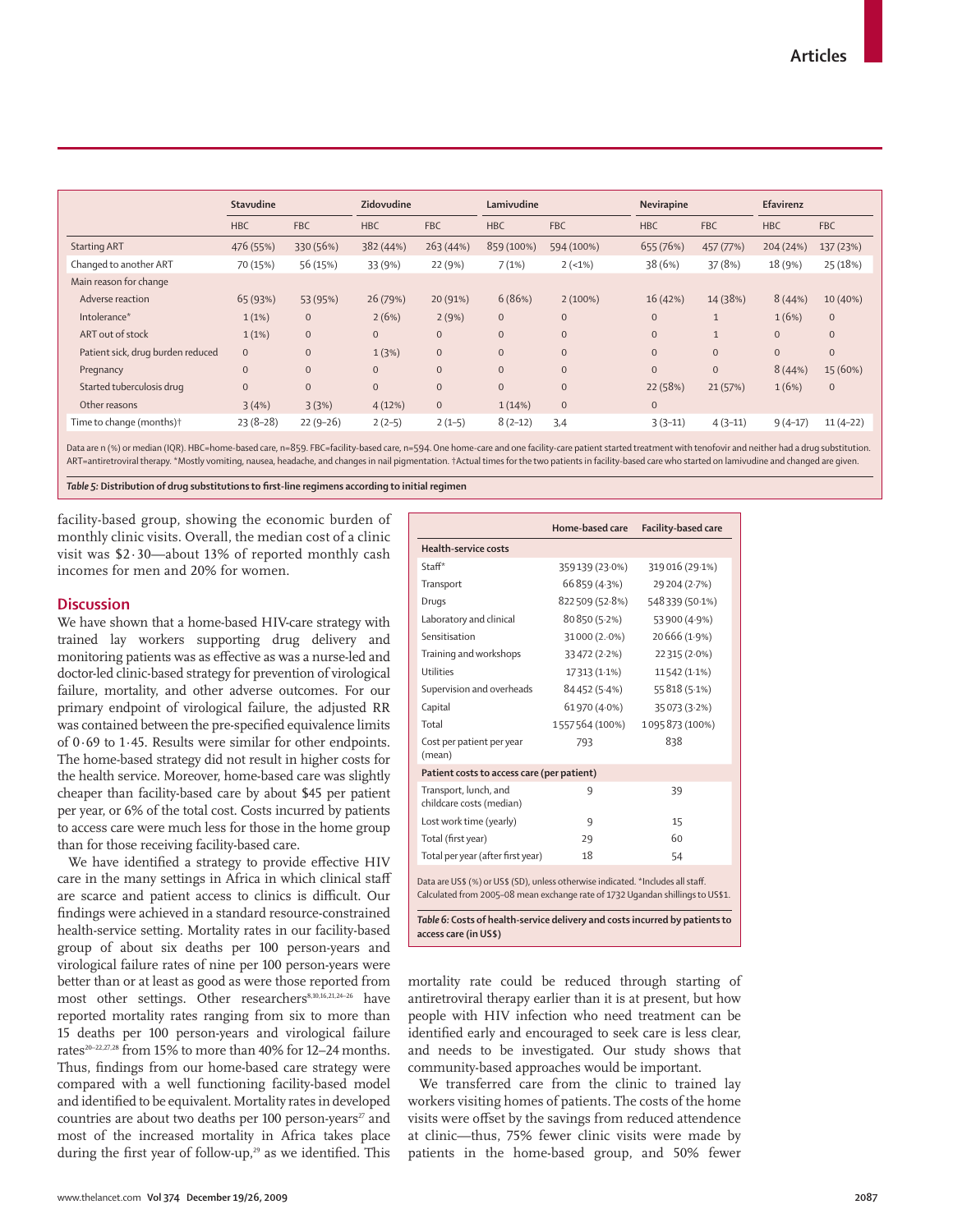| | Stavudine | | Zidovudine | | Lamivudine | | Nevirapine | | Efavirenz | |
|---|---|---|---|---|---|---|---|---|---|---|
| | HBC | FBC | HBC | FBC | HBC | FBC | HBC | FBC | HBC | FBC |
| Starting ART | 476 (55%) | 330 (56%) | 382 (44%) | 263 (44%) | 859 (100%) | 594 (100%) | 655 (76%) | 457 (77%) | 204 (24%) | 137 (23%) |
| Changed to another ART | 70 (15%) | 56 (15%) | 33 (9%) | 22 (9%) | 7 (1%) | 2 (<1%) | 38 (6%) | 37 (8%) | 18 (9%) | 25 (18%) |
| Main reason for change | | | | | | | | | | |
| Adverse reaction | 65 (93%) | 53 (95%) | 26 (79%) | 20 (91%) | 6 (86%) | 2 (100%) | 16 (42%) | 14 (38%) | 8 (44%) | 10 (40%) |
| Intolerance* | 1 (1%) | 0 | 2 (6%) | 2 (9%) | 0 | 0 | 0 | 1 | 1 (6%) | 0 |
| ART out of stock | 1 (1%) | 0 | 0 | 0 | 0 | 0 | 0 | 1 | 0 | 0 |
| Patient sick, drug burden reduced | 0 | 0 | 1 (3%) | 0 | 0 | 0 | 0 | 0 | 0 | 0 |
| Pregnancy | 0 | 0 | 0 | 0 | 0 | 0 | 0 | 0 | 8 (44%) | 15 (60%) |
| Started tuberculosis drug | 0 | 0 | 0 | 0 | 0 | 0 | 22 (58%) | 21 (57%) | 1 (6%) | 0 |
| Other reasons | 3 (4%) | 3 (3%) | 4 (12%) | 0 | 1 (14%) | 0 | 0 | | | |
| Time to change (months)† | 23 (8–28) | 22 (9–26) | 2 (2–5) | 2 (1–5) | 8 (2–12) | 3,4 | 3 (3–11) | 4 (3–11) | 9 (4–17) | 11 (4–22) |

Data are n (%) or median (IQR). HBC=home-based care, n=859. FBC=facility-based care, n=594. One home-care and one facility-care patient started treatment with tenofovir and neither had a drug substitution. ART=antiretroviral therapy. *Mostly vomiting, nausea, headache, and changes in nail pigmentation. †Actual times for the two patients in facility-based care who started on lamivudine and changed are given.

*Table 5:* **Distribution of drug substitutions to first-line regimens according to initial regimen**

facility-based group, showing the economic burden of monthly clinic visits. Overall, the median cost of a clinic visit was $2·30—about 13% of reported monthly cash incomes for men and 20% for women.

## Discussion

We have shown that a home-based HIV-care strategy with trained lay workers supporting drug delivery and monitoring patients was as effective as was a nurse-led and doctor-led clinic-based strategy for prevention of virological failure, mortality, and other adverse outcomes. For our primary endpoint of virological failure, the adjusted RR was contained between the pre-specified equivalence limits of 0·69 to 1·45. Results were similar for other endpoints. The home-based strategy did not result in higher costs for the health service. Moreover, home-based care was slightly cheaper than facility-based care by about $45 per patient per year, or 6% of the total cost. Costs incurred by patients to access care were much less for those in the home group than for those receiving facility-based care.

We have identified a strategy to provide effective HIV care in the many settings in Africa in which clinical staff are scarce and patient access to clinics is difficult. Our findings were achieved in a standard resource-constrained health-service setting. Mortality rates in our facility-based group of about six deaths per 100 person-years and virological failure rates of nine per 100 person-years were better than or at least as good as were those reported from most other settings. Other researchers[8,10,16,21,24–26] have reported mortality rates ranging from six to more than 15 deaths per 100 person-years and virological failure rates[20–22,27,28] from 15% to more than 40% for 12–24 months. Thus, findings from our home-based care strategy were compared with a well functioning facility-based model and identified to be equivalent. Mortality rates in developed countries are about two deaths per 100 person-years[27] and most of the increased mortality in Africa takes place during the first year of follow-up,[29] as we identified. This mortality rate could be reduced through starting of antiretroviral therapy earlier than it is at present, but how people with HIV infection who need treatment can be identified early and encouraged to seek care is less clear, and needs to be investigated. Our study shows that community-based approaches would be important.

We transferred care from the clinic to trained lay workers visiting homes of patients. The costs of the home visits were offset by the savings from reduced attendence at clinic—thus, 75% fewer clinic visits were made by patients in the home-based group, and 50% fewer

| | Home-based care | Facility-based care |
|---|---|---|
| **Health-service costs** | | |
| Staff* | 359 139 (23·0%) | 319 016 (29·1%) |
| Transport | 66 859 (4·3%) | 29 204 (2·7%) |
| Drugs | 822 509 (52·8%) | 548 339 (50·1%) |
| Laboratory and clinical | 80 850 (5·2%) | 53 900 (4·9%) |
| Sensitisation | 31 000 (2·0%) | 20 666 (1·9%) |
| Training and workshops | 33 472 (2·2%) | 22 315 (2·0%) |
| Utilities | 17 313 (1·1%) | 11 542 (1·1%) |
| Supervision and overheads | 84 452 (5·4%) | 55 818 (5·1%) |
| Capital | 61 970 (4·0%) | 35 073 (3·2%) |
| Total | 1 557 564 (100%) | 1 095 873 (100%) |
| Cost per patient per year (mean) | 793 | 838 |
| **Patient costs to access care (per patient)** | | |
| Transport, lunch, and childcare costs (median) | 9 | 39 |
| Lost work time (yearly) | 9 | 15 |
| Total (first year) | 29 | 60 |
| Total per year (after first year) | 18 | 54 |

Data are US$ (%) or US$ (SD), unless otherwise indicated. *Includes all staff. Calculated from 2005–08 mean exchange rate of 1732 Ugandan shillings to US$1.

*Table 6:* **Costs of health-service delivery and costs incurred by patients to access care (in US$)**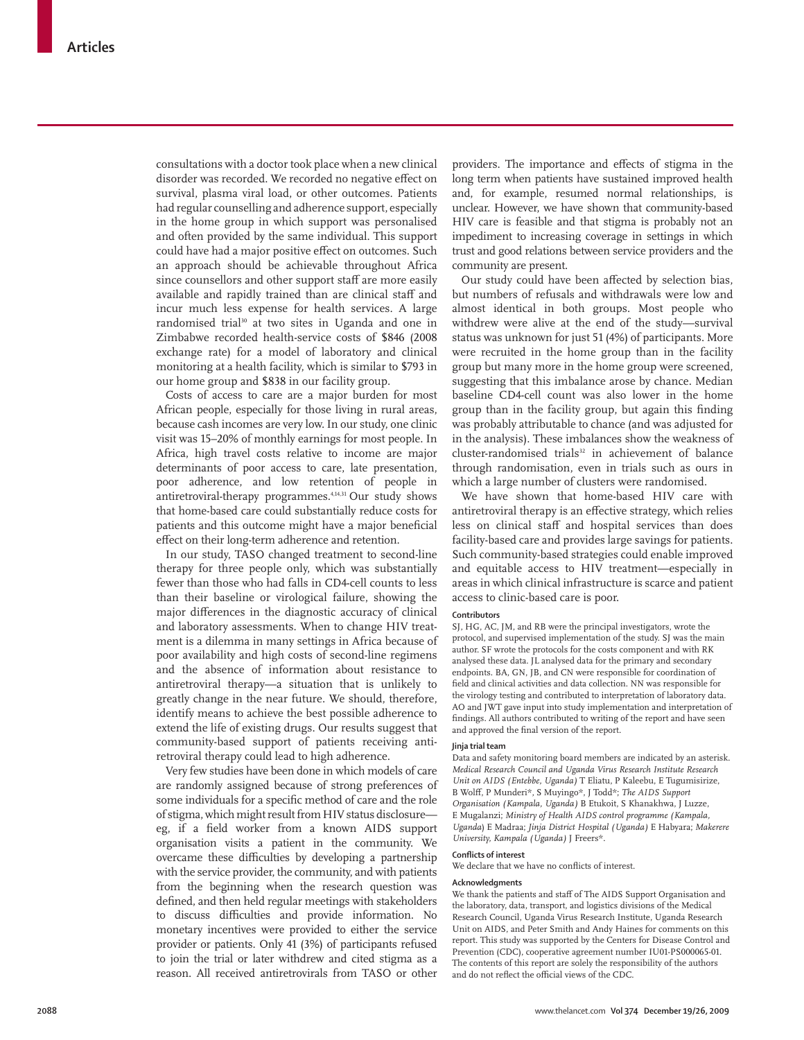consultations with a doctor took place when a new clinical disorder was recorded. We recorded no negative effect on survival, plasma viral load, or other outcomes. Patients had regular counselling and adherence support, especially in the home group in which support was personalised and often provided by the same individual. This support could have had a major positive effect on outcomes. Such an approach should be achievable throughout Africa since counsellors and other support staff are more easily available and rapidly trained than are clinical staff and incur much less expense for health services. A large randomised trial[30] at two sites in Uganda and one in Zimbabwe recorded health-service costs of $846 (2008 exchange rate) for a model of laboratory and clinical monitoring at a health facility, which is similar to $793 in our home group and $838 in our facility group.

Costs of access to care are a major burden for most African people, especially for those living in rural areas, because cash incomes are very low. In our study, one clinic visit was 15–20% of monthly earnings for most people. In Africa, high travel costs relative to income are major determinants of poor access to care, late presentation, poor adherence, and low retention of people in antiretroviral-therapy programmes.[4,14,31] Our study shows that home-based care could substantially reduce costs for patients and this outcome might have a major beneficial effect on their long-term adherence and retention.

In our study, TASO changed treatment to second-line therapy for three people only, which was substantially fewer than those who had falls in CD4-cell counts to less than their baseline or virological failure, showing the major differences in the diagnostic accuracy of clinical and laboratory assessments. When to change HIV treatment is a dilemma in many settings in Africa because of poor availability and high costs of second-line regimens and the absence of information about resistance to antiretroviral therapy—a situation that is unlikely to greatly change in the near future. We should, therefore, identify means to achieve the best possible adherence to extend the life of existing drugs. Our results suggest that community-based support of patients receiving antiretroviral therapy could lead to high adherence.

Very few studies have been done in which models of care are randomly assigned because of strong preferences of some individuals for a specific method of care and the role of stigma, which might result from HIV status disclosure—eg, if a field worker from a known AIDS support organisation visits a patient in the community. We overcame these difficulties by developing a partnership with the service provider, the community, and with patients from the beginning when the research question was defined, and then held regular meetings with stakeholders to discuss difficulties and provide information. No monetary incentives were provided to either the service provider or patients. Only 41 (3%) of participants refused to join the trial or later withdrew and cited stigma as a reason. All received antiretrovirals from TASO or other providers. The importance and effects of stigma in the long term when patients have sustained improved health and, for example, resumed normal relationships, is unclear. However, we have shown that community-based HIV care is feasible and that stigma is probably not an impediment to increasing coverage in settings in which trust and good relations between service providers and the community are present.

Our study could have been affected by selection bias, but numbers of refusals and withdrawals were low and almost identical in both groups. Most people who withdrew were alive at the end of the study—survival status was unknown for just 51 (4%) of participants. More were recruited in the home group than in the facility group but many more in the home group were screened, suggesting that this imbalance arose by chance. Median baseline CD4-cell count was also lower in the home group than in the facility group, but again this finding was probably attributable to chance (and was adjusted for in the analysis). These imbalances show the weakness of cluster-randomised trials[32] in achievement of balance through randomisation, even in trials such as ours in which a large number of clusters were randomised.

We have shown that home-based HIV care with antiretroviral therapy is an effective strategy, which relies less on clinical staff and hospital services than does facility-based care and provides large savings for patients. Such community-based strategies could enable improved and equitable access to HIV treatment—especially in areas in which clinical infrastructure is scarce and patient access to clinic-based care is poor.

#### Contributors

SJ, HG, AC, JM, and RB were the principal investigators, wrote the protocol, and supervised implementation of the study. SJ was the main author. SF wrote the protocols for the costs component and with RK analysed these data. JL analysed data for the primary and secondary endpoints. BA, GN, JB, and CN were responsible for coordination of field and clinical activities and data collection. NN was responsible for the virology testing and contributed to interpretation of laboratory data. AO and JWT gave input into study implementation and interpretation of findings. All authors contributed to writing of the report and have seen and approved the final version of the report.

#### Jinja trial team

Data and safety monitoring board members are indicated by an asterisk. *Medical Research Council and Uganda Virus Research Institute Research Unit on AIDS (Entebbe, Uganda)* T Eliatu, P Kaleebu, E Tugumisirize, B Wolff, P Munderi*, S Muyingo*, J Todd*; *The AIDS Support Organisation (Kampala, Uganda)* B Etukoit, S Khanakhwa, J Luzze, E Mugalanzi; *Ministry of Health AIDS control programme (Kampala, Uganda)* E Madraa; *Jinja District Hospital (Uganda)* E Habyara; *Makerere University, Kampala (Uganda)* J Freers*.

#### Conflicts of interest

We declare that we have no conflicts of interest.

#### Acknowledgments

We thank the patients and staff of The AIDS Support Organisation and the laboratory, data, transport, and logistics divisions of the Medical Research Council, Uganda Virus Research Institute, Uganda Research Unit on AIDS, and Peter Smith and Andy Haines for comments on this report. This study was supported by the Centers for Disease Control and Prevention (CDC), cooperative agreement number IU01-PS000065-01. The contents of this report are solely the responsibility of the authors and do not reflect the official views of the CDC.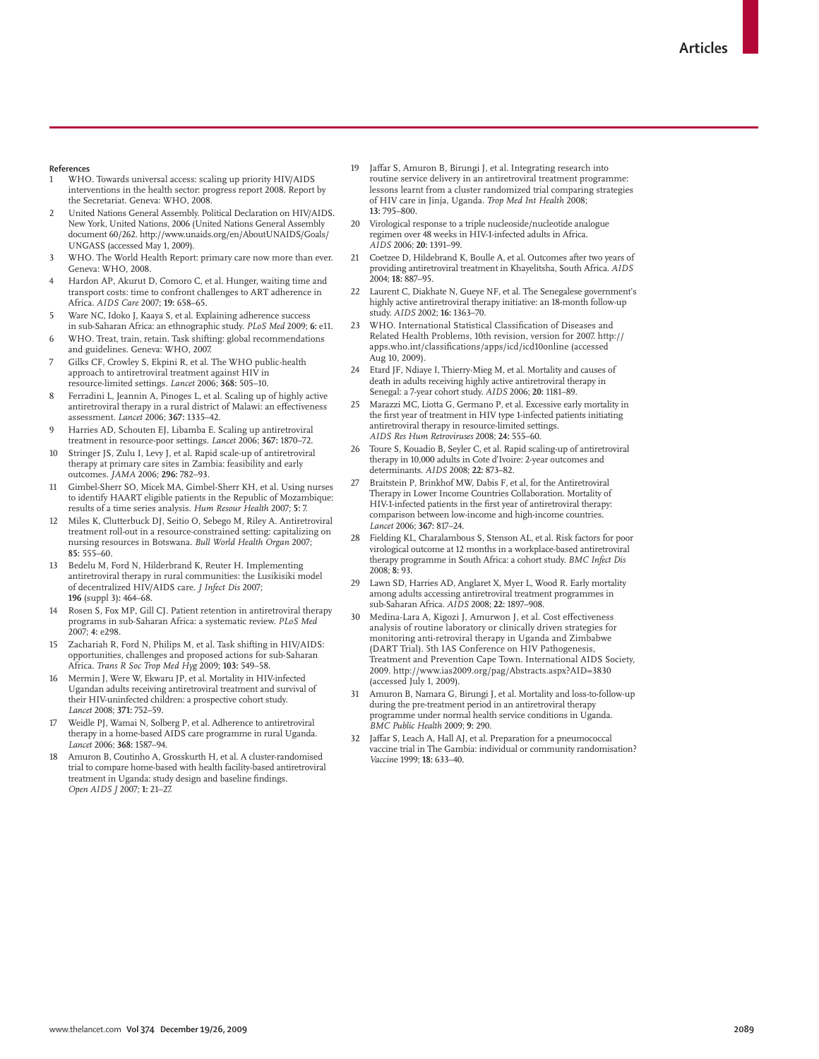#### References

1. WHO. Towards universal access: scaling up priority HIV/AIDS interventions in the health sector: progress report 2008. Report by the Secretariat. Geneva: WHO, 2008.
2. United Nations General Assembly. Political Declaration on HIV/AIDS. New York, United Nations, 2006 (United Nations General Assembly document 60/262. http://www.unaids.org/en/AboutUNAIDS/Goals/UNGASS (accessed May 1, 2009).
3. WHO. The World Health Report: primary care now more than ever. Geneva: WHO, 2008.
4. Hardon AP, Akurut D, Comoro C, et al. Hunger, waiting time and transport costs: time to confront challenges to ART adherence in Africa. *AIDS Care* 2007; **19:** 658–65.
5. Ware NC, Idoko J, Kaaya S, et al. Explaining adherence success in sub-Saharan Africa: an ethnographic study. *PLoS Med* 2009; **6:** e11.
6. WHO. Treat, train, retain. Task shifting: global recommendations and guidelines. Geneva: WHO, 2007.
7. Gilks CF, Crowley S, Ekpini R, et al. The WHO public-health approach to antiretroviral treatment against HIV in resource-limited settings. *Lancet* 2006; **368:** 505–10.
8. Ferradini L, Jeannin A, Pinoges L, et al. Scaling up of highly active antiretroviral therapy in a rural district of Malawi: an effectiveness assessment. *Lancet* 2006; **367:** 1335–42.
9. Harries AD, Schouten EJ, Libamba E. Scaling up antiretroviral treatment in resource-poor settings. *Lancet* 2006; **367:** 1870–72.
10. Stringer JS, Zulu I, Levy J, et al. Rapid scale-up of antiretroviral therapy at primary care sites in Zambia: feasibility and early outcomes. *JAMA* 2006; **296:** 782–93.
11. Gimbel-Sherr SO, Micek MA, Gimbel-Sherr KH, et al. Using nurses to identify HAART eligible patients in the Republic of Mozambique: results of a time series analysis. *Hum Resour Health* 2007; **5:** 7.
12. Miles K, Clutterbuck DJ, Seitio O, Sebego M, Riley A. Antiretroviral treatment roll-out in a resource-constrained setting: capitalizing on nursing resources in Botswana. *Bull World Health Organ* 2007; **85:** 555–60.
13. Bedelu M, Ford N, Hilderbrand K, Reuter H. Implementing antiretroviral therapy in rural communities: the Lusikisiki model of decentralized HIV/AIDS care. *J Infect Dis* 2007; **196** (suppl 3): 464–68.
14. Rosen S, Fox MP, Gill CJ. Patient retention in antiretroviral therapy programs in sub-Saharan Africa: a systematic review. *PLoS Med* 2007; **4:** e298.
15. Zachariah R, Ford N, Philips M, et al. Task shifting in HIV/AIDS: opportunities, challenges and proposed actions for sub-Saharan Africa. *Trans R Soc Trop Med Hyg* 2009; **103:** 549–58.
16. Mermin J, Were W, Ekwaru JP, et al. Mortality in HIV-infected Ugandan adults receiving antiretroviral treatment and survival of their HIV-uninfected children: a prospective cohort study. *Lancet* 2008; **371:** 752–59.
17. Weidle PJ, Wamai N, Solberg P, et al. Adherence to antiretroviral therapy in a home-based AIDS care programme in rural Uganda. *Lancet* 2006; **368:** 1587–94.
18. Amuron B, Coutinho A, Grosskurth H, et al. A cluster-randomised trial to compare home-based with health facility-based antiretroviral treatment in Uganda: study design and baseline findings. *Open AIDS J* 2007; **1:** 21–27.
19. Jaffar S, Amuron B, Birungi J, et al. Integrating research into routine service delivery in an antiretroviral treatment programme: lessons learnt from a cluster randomized trial comparing strategies of HIV care in Jinja, Uganda. *Trop Med Int Health* 2008; **13:** 795–800.
20. Virological response to a triple nucleoside/nucleotide analogue regimen over 48 weeks in HIV-1-infected adults in Africa. *AIDS* 2006; **20:** 1391–99.
21. Coetzee D, Hildebrand K, Boulle A, et al. Outcomes after two years of providing antiretroviral treatment in Khayelitsha, South Africa. *AIDS* 2004; **18:** 887–95.
22. Laurent C, Diakhate N, Gueye NF, et al. The Senegalese government's highly active antiretroviral therapy initiative: an 18-month follow-up study. *AIDS* 2002; **16:** 1363–70.
23. WHO. International Statistical Classification of Diseases and Related Health Problems, 10th revision, version for 2007. http://apps.who.int/classifications/apps/icd/icd10online (accessed Aug 10, 2009).
24. Etard JF, Ndiaye I, Thierry-Mieg M, et al. Mortality and causes of death in adults receiving highly active antiretroviral therapy in Senegal: a 7-year cohort study. *AIDS* 2006; **20:** 1181–89.
25. Marazzi MC, Liotta G, Germano P, et al. Excessive early mortality in the first year of treatment in HIV type 1-infected patients initiating antiretroviral therapy in resource-limited settings. *AIDS Res Hum Retroviruses* 2008; **24:** 555–60.
26. Toure S, Kouadio B, Seyler C, et al. Rapid scaling-up of antiretroviral therapy in 10,000 adults in Cote d'Ivoire: 2-year outcomes and determinants. *AIDS* 2008; **22:** 873–82.
27. Braitstein P, Brinkhof MW, Dabis F, et al, for the Antiretroviral Therapy in Lower Income Countries Collaboration. Mortality of HIV-1-infected patients in the first year of antiretroviral therapy: comparison between low-income and high-income countries. *Lancet* 2006; **367:** 817–24.
28. Fielding KL, Charalambous S, Stenson AL, et al. Risk factors for poor virological outcome at 12 months in a workplace-based antiretroviral therapy programme in South Africa: a cohort study. *BMC Infect Dis* 2008; **8:** 93.
29. Lawn SD, Harries AD, Anglaret X, Myer L, Wood R. Early mortality among adults accessing antiretroviral treatment programmes in sub-Saharan Africa. *AIDS* 2008; **22:** 1897–908.
30. Medina-Lara A, Kigozi J, Amurwon J, et al. Cost effectiveness analysis of routine laboratory or clinically driven strategies for monitoring anti-retroviral therapy in Uganda and Zimbabwe (DART Trial). 5th IAS Conference on HIV Pathogenesis, Treatment and Prevention Cape Town. International AIDS Society, 2009. http://www.ias2009.org/pag/Abstracts.aspx?AID=3830 (accessed July 1, 2009).
31. Amuron B, Namara G, Birungi J, et al. Mortality and loss-to-follow-up during the pre-treatment period in an antiretroviral therapy programme under normal health service conditions in Uganda. *BMC Public Health* 2009; **9:** 290.
32. Jaffar S, Leach A, Hall AJ, et al. Preparation for a pneumococcal vaccine trial in The Gambia: individual or community randomisation? *Vaccine* 1999; **18:** 633–40.